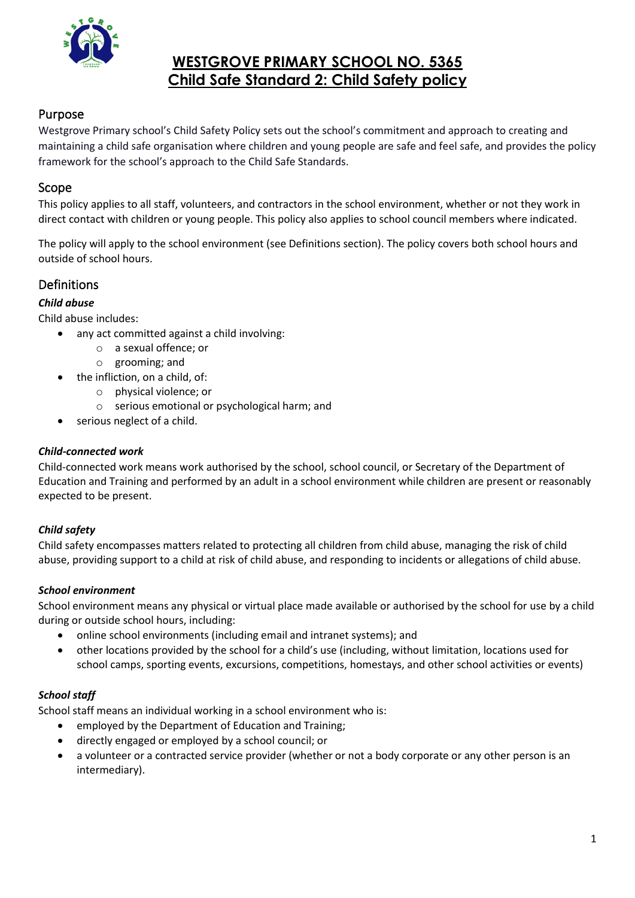# WESTGROVE PRIMARY SCHOOL NO. 5365
# Child Safe Standard 2: Child Safety policy

## Purpose

Westgrove Primary school's Child Safety Policy sets out the school's commitment and approach to creating and maintaining a child safe organisation where children and young people are safe and feel safe, and provides the policy framework for the school's approach to the Child Safe Standards.

## Scope

This policy applies to all staff, volunteers, and contractors in the school environment, whether or not they work in direct contact with children or young people. This policy also applies to school council members where indicated.

The policy will apply to the school environment (see Definitions section). The policy covers both school hours and outside of school hours.

## Definitions

### *Child abuse*

Child abuse includes:

- any act committed against a child involving:
  - a sexual offence; or
  - grooming; and
- the infliction, on a child, of:
  - physical violence; or
  - serious emotional or psychological harm; and
- serious neglect of a child.

### *Child-connected work*

Child-connected work means work authorised by the school, school council, or Secretary of the Department of Education and Training and performed by an adult in a school environment while children are present or reasonably expected to be present.

### *Child safety*

Child safety encompasses matters related to protecting all children from child abuse, managing the risk of child abuse, providing support to a child at risk of child abuse, and responding to incidents or allegations of child abuse.

### *School environment*

School environment means any physical or virtual place made available or authorised by the school for use by a child during or outside school hours, including:

- online school environments (including email and intranet systems); and
- other locations provided by the school for a child's use (including, without limitation, locations used for school camps, sporting events, excursions, competitions, homestays, and other school activities or events)

### *School staff*

School staff means an individual working in a school environment who is:

- employed by the Department of Education and Training;
- directly engaged or employed by a school council; or
- a volunteer or a contracted service provider (whether or not a body corporate or any other person is an intermediary).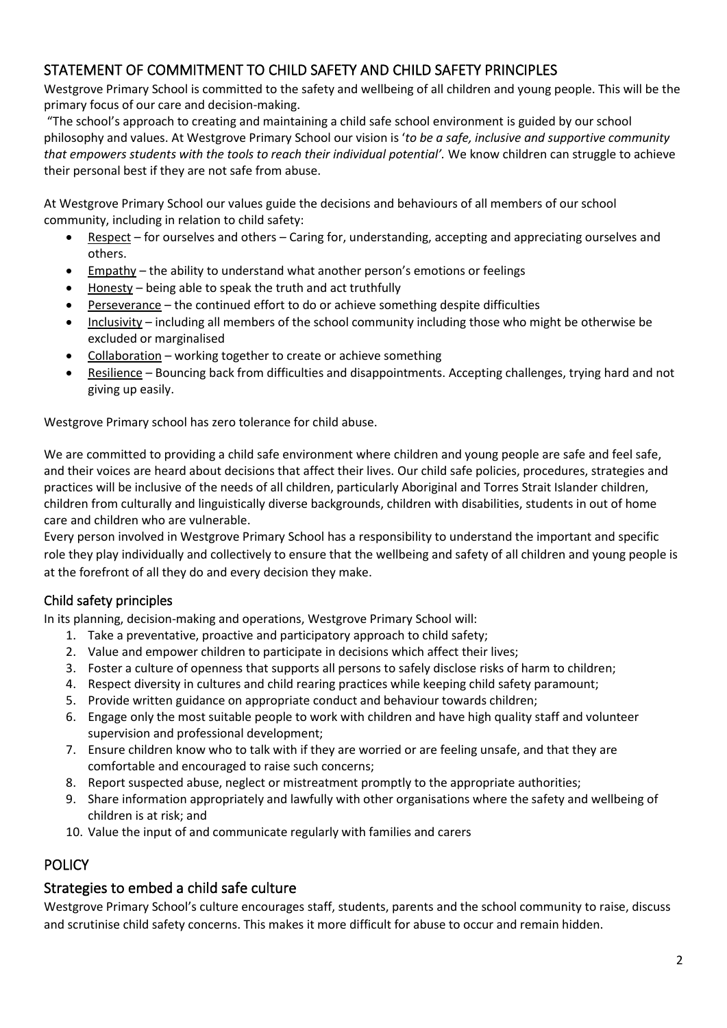## STATEMENT OF COMMITMENT TO CHILD SAFETY AND CHILD SAFETY PRINCIPLES

Westgrove Primary School is committed to the safety and wellbeing of all children and young people. This will be the primary focus of our care and decision-making.

"The school's approach to creating and maintaining a child safe school environment is guided by our school philosophy and values. At Westgrove Primary School our vision is '*to be a safe, inclusive and supportive community that empowers students with the tools to reach their individual potential'.* We know children can struggle to achieve their personal best if they are not safe from abuse.

At Westgrove Primary School our values guide the decisions and behaviours of all members of our school community, including in relation to child safety:

- Respect – for ourselves and others – Caring for, understanding, accepting and appreciating ourselves and others.
- Empathy – the ability to understand what another person's emotions or feelings
- Honesty – being able to speak the truth and act truthfully
- Perseverance – the continued effort to do or achieve something despite difficulties
- Inclusivity – including all members of the school community including those who might be otherwise be excluded or marginalised
- Collaboration – working together to create or achieve something
- Resilience – Bouncing back from difficulties and disappointments. Accepting challenges, trying hard and not giving up easily.

Westgrove Primary school has zero tolerance for child abuse.

We are committed to providing a child safe environment where children and young people are safe and feel safe, and their voices are heard about decisions that affect their lives. Our child safe policies, procedures, strategies and practices will be inclusive of the needs of all children, particularly Aboriginal and Torres Strait Islander children, children from culturally and linguistically diverse backgrounds, children with disabilities, students in out of home care and children who are vulnerable.

Every person involved in Westgrove Primary School has a responsibility to understand the important and specific role they play individually and collectively to ensure that the wellbeing and safety of all children and young people is at the forefront of all they do and every decision they make.

### Child safety principles

In its planning, decision-making and operations, Westgrove Primary School will:

1. Take a preventative, proactive and participatory approach to child safety;
2. Value and empower children to participate in decisions which affect their lives;
3. Foster a culture of openness that supports all persons to safely disclose risks of harm to children;
4. Respect diversity in cultures and child rearing practices while keeping child safety paramount;
5. Provide written guidance on appropriate conduct and behaviour towards children;
6. Engage only the most suitable people to work with children and have high quality staff and volunteer supervision and professional development;
7. Ensure children know who to talk with if they are worried or are feeling unsafe, and that they are comfortable and encouraged to raise such concerns;
8. Report suspected abuse, neglect or mistreatment promptly to the appropriate authorities;
9. Share information appropriately and lawfully with other organisations where the safety and wellbeing of children is at risk; and
10. Value the input of and communicate regularly with families and carers

## POLICY

### Strategies to embed a child safe culture

Westgrove Primary School's culture encourages staff, students, parents and the school community to raise, discuss and scrutinise child safety concerns. This makes it more difficult for abuse to occur and remain hidden.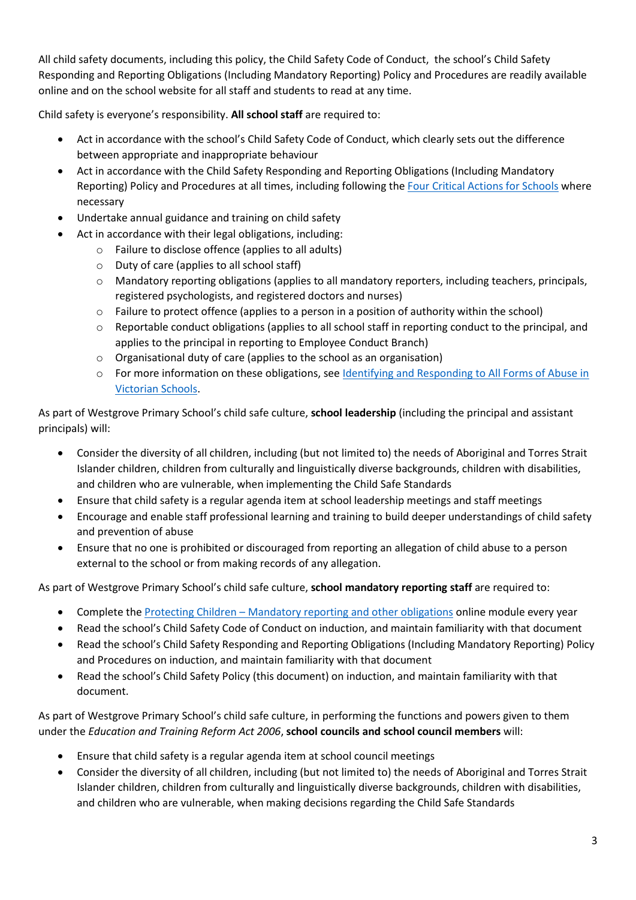All child safety documents, including this policy, the Child Safety Code of Conduct, the school's Child Safety Responding and Reporting Obligations (Including Mandatory Reporting) Policy and Procedures are readily available online and on the school website for all staff and students to read at any time.

Child safety is everyone's responsibility. **All school staff** are required to:

- Act in accordance with the school's Child Safety Code of Conduct, which clearly sets out the difference between appropriate and inappropriate behaviour
- Act in accordance with the Child Safety Responding and Reporting Obligations (Including Mandatory Reporting) Policy and Procedures at all times, including following the [Four Critical Actions for Schools]() where necessary
- Undertake annual guidance and training on child safety
- Act in accordance with their legal obligations, including:
  - Failure to disclose offence (applies to all adults)
  - Duty of care (applies to all school staff)
  - Mandatory reporting obligations (applies to all mandatory reporters, including teachers, principals, registered psychologists, and registered doctors and nurses)
  - Failure to protect offence (applies to a person in a position of authority within the school)
  - Reportable conduct obligations (applies to all school staff in reporting conduct to the principal, and applies to the principal in reporting to Employee Conduct Branch)
  - Organisational duty of care (applies to the school as an organisation)
  - For more information on these obligations, see [Identifying and Responding to All Forms of Abuse in Victorian Schools]().

As part of Westgrove Primary School's child safe culture, **school leadership** (including the principal and assistant principals) will:

- Consider the diversity of all children, including (but not limited to) the needs of Aboriginal and Torres Strait Islander children, children from culturally and linguistically diverse backgrounds, children with disabilities, and children who are vulnerable, when implementing the Child Safe Standards
- Ensure that child safety is a regular agenda item at school leadership meetings and staff meetings
- Encourage and enable staff professional learning and training to build deeper understandings of child safety and prevention of abuse
- Ensure that no one is prohibited or discouraged from reporting an allegation of child abuse to a person external to the school or from making records of any allegation.

As part of Westgrove Primary School's child safe culture, **school mandatory reporting staff** are required to:

- Complete the [Protecting Children – Mandatory reporting and other obligations]() online module every year
- Read the school's Child Safety Code of Conduct on induction, and maintain familiarity with that document
- Read the school's Child Safety Responding and Reporting Obligations (Including Mandatory Reporting) Policy and Procedures on induction, and maintain familiarity with that document
- Read the school's Child Safety Policy (this document) on induction, and maintain familiarity with that document.

As part of Westgrove Primary School's child safe culture, in performing the functions and powers given to them under the *Education and Training Reform Act 2006*, **school councils and school council members** will:

- Ensure that child safety is a regular agenda item at school council meetings
- Consider the diversity of all children, including (but not limited to) the needs of Aboriginal and Torres Strait Islander children, children from culturally and linguistically diverse backgrounds, children with disabilities, and children who are vulnerable, when making decisions regarding the Child Safe Standards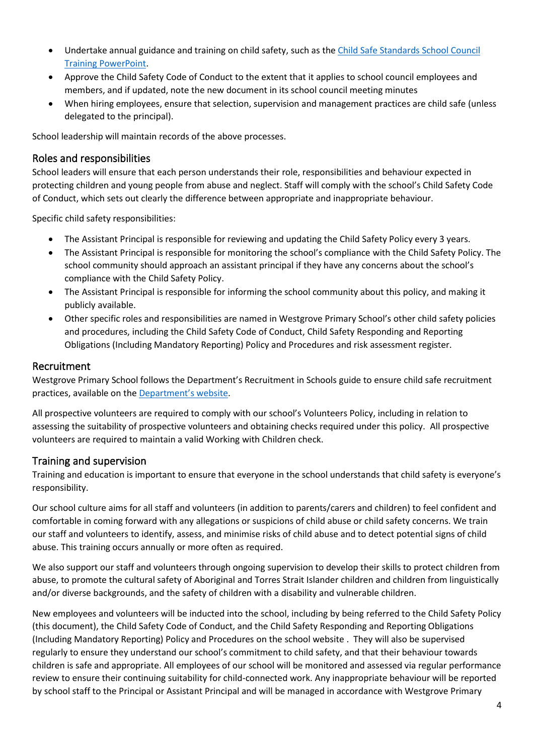- Undertake annual guidance and training on child safety, such as the Child Safe Standards School Council Training PowerPoint.
- Approve the Child Safety Code of Conduct to the extent that it applies to school council employees and members, and if updated, note the new document in its school council meeting minutes
- When hiring employees, ensure that selection, supervision and management practices are child safe (unless delegated to the principal).

School leadership will maintain records of the above processes.

## Roles and responsibilities

School leaders will ensure that each person understands their role, responsibilities and behaviour expected in protecting children and young people from abuse and neglect. Staff will comply with the school's Child Safety Code of Conduct, which sets out clearly the difference between appropriate and inappropriate behaviour.

Specific child safety responsibilities:

- The Assistant Principal is responsible for reviewing and updating the Child Safety Policy every 3 years.
- The Assistant Principal is responsible for monitoring the school's compliance with the Child Safety Policy. The school community should approach an assistant principal if they have any concerns about the school's compliance with the Child Safety Policy.
- The Assistant Principal is responsible for informing the school community about this policy, and making it publicly available.
- Other specific roles and responsibilities are named in Westgrove Primary School's other child safety policies and procedures, including the Child Safety Code of Conduct, Child Safety Responding and Reporting Obligations (Including Mandatory Reporting) Policy and Procedures and risk assessment register.

## Recruitment

Westgrove Primary School follows the Department's Recruitment in Schools guide to ensure child safe recruitment practices, available on the Department's website.

All prospective volunteers are required to comply with our school's Volunteers Policy, including in relation to assessing the suitability of prospective volunteers and obtaining checks required under this policy. All prospective volunteers are required to maintain a valid Working with Children check.

## Training and supervision

Training and education is important to ensure that everyone in the school understands that child safety is everyone's responsibility.

Our school culture aims for all staff and volunteers (in addition to parents/carers and children) to feel confident and comfortable in coming forward with any allegations or suspicions of child abuse or child safety concerns. We train our staff and volunteers to identify, assess, and minimise risks of child abuse and to detect potential signs of child abuse. This training occurs annually or more often as required.

We also support our staff and volunteers through ongoing supervision to develop their skills to protect children from abuse, to promote the cultural safety of Aboriginal and Torres Strait Islander children and children from linguistically and/or diverse backgrounds, and the safety of children with a disability and vulnerable children.

New employees and volunteers will be inducted into the school, including by being referred to the Child Safety Policy (this document), the Child Safety Code of Conduct, and the Child Safety Responding and Reporting Obligations (Including Mandatory Reporting) Policy and Procedures on the school website . They will also be supervised regularly to ensure they understand our school's commitment to child safety, and that their behaviour towards children is safe and appropriate. All employees of our school will be monitored and assessed via regular performance review to ensure their continuing suitability for child-connected work. Any inappropriate behaviour will be reported by school staff to the Principal or Assistant Principal and will be managed in accordance with Westgrove Primary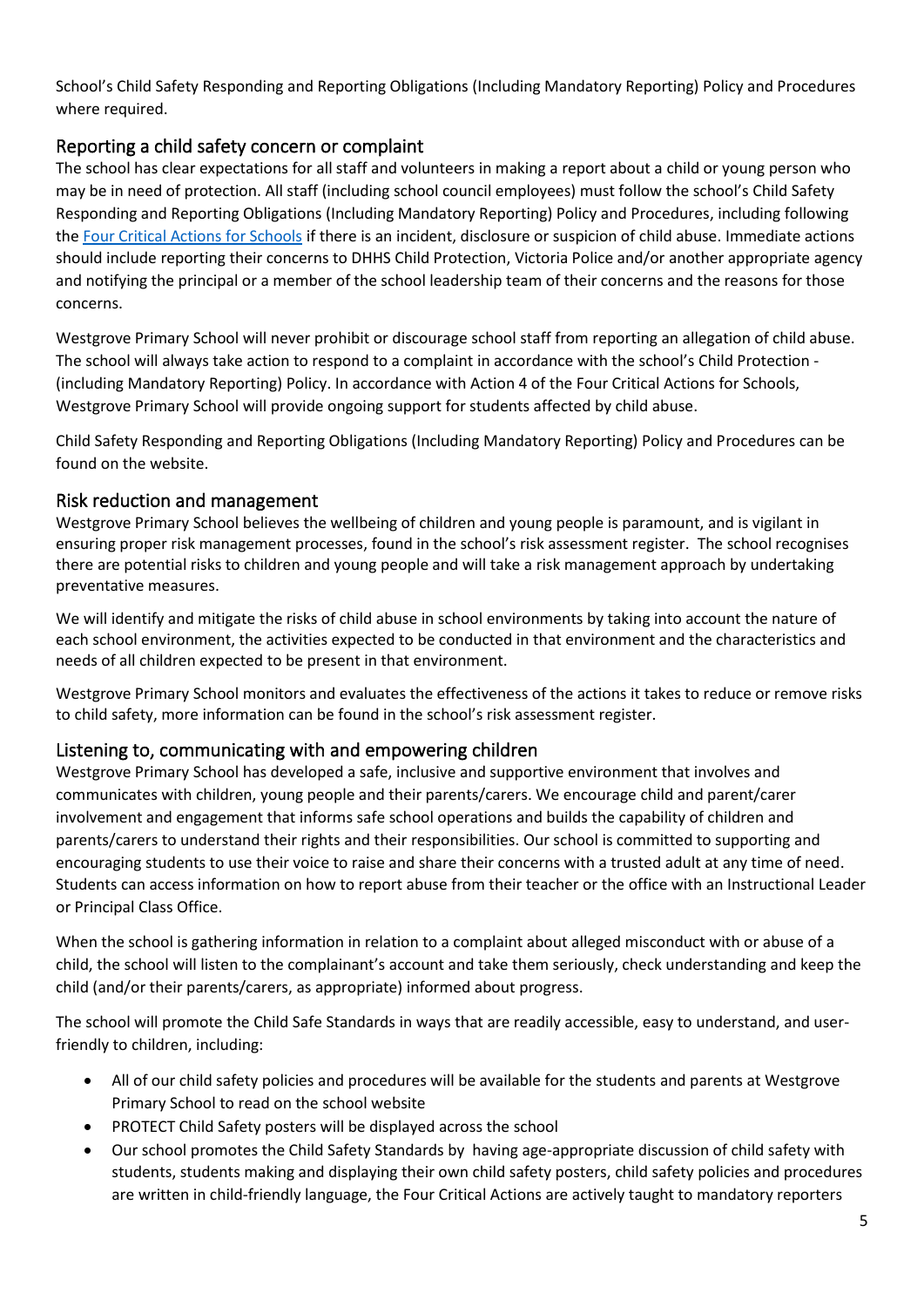School's Child Safety Responding and Reporting Obligations (Including Mandatory Reporting) Policy and Procedures where required.

## Reporting a child safety concern or complaint

The school has clear expectations for all staff and volunteers in making a report about a child or young person who may be in need of protection. All staff (including school council employees) must follow the school's Child Safety Responding and Reporting Obligations (Including Mandatory Reporting) Policy and Procedures, including following the Four Critical Actions for Schools if there is an incident, disclosure or suspicion of child abuse. Immediate actions should include reporting their concerns to DHHS Child Protection, Victoria Police and/or another appropriate agency and notifying the principal or a member of the school leadership team of their concerns and the reasons for those concerns.

Westgrove Primary School will never prohibit or discourage school staff from reporting an allegation of child abuse. The school will always take action to respond to a complaint in accordance with the school's Child Protection - (including Mandatory Reporting) Policy. In accordance with Action 4 of the Four Critical Actions for Schools, Westgrove Primary School will provide ongoing support for students affected by child abuse.

Child Safety Responding and Reporting Obligations (Including Mandatory Reporting) Policy and Procedures can be found on the website.

## Risk reduction and management

Westgrove Primary School believes the wellbeing of children and young people is paramount, and is vigilant in ensuring proper risk management processes, found in the school's risk assessment register. The school recognises there are potential risks to children and young people and will take a risk management approach by undertaking preventative measures.

We will identify and mitigate the risks of child abuse in school environments by taking into account the nature of each school environment, the activities expected to be conducted in that environment and the characteristics and needs of all children expected to be present in that environment.

Westgrove Primary School monitors and evaluates the effectiveness of the actions it takes to reduce or remove risks to child safety, more information can be found in the school's risk assessment register.

## Listening to, communicating with and empowering children

Westgrove Primary School has developed a safe, inclusive and supportive environment that involves and communicates with children, young people and their parents/carers. We encourage child and parent/carer involvement and engagement that informs safe school operations and builds the capability of children and parents/carers to understand their rights and their responsibilities. Our school is committed to supporting and encouraging students to use their voice to raise and share their concerns with a trusted adult at any time of need. Students can access information on how to report abuse from their teacher or the office with an Instructional Leader or Principal Class Office.

When the school is gathering information in relation to a complaint about alleged misconduct with or abuse of a child, the school will listen to the complainant's account and take them seriously, check understanding and keep the child (and/or their parents/carers, as appropriate) informed about progress.

The school will promote the Child Safe Standards in ways that are readily accessible, easy to understand, and user-friendly to children, including:

- All of our child safety policies and procedures will be available for the students and parents at Westgrove Primary School to read on the school website
- PROTECT Child Safety posters will be displayed across the school
- Our school promotes the Child Safety Standards by having age-appropriate discussion of child safety with students, students making and displaying their own child safety posters, child safety policies and procedures are written in child-friendly language, the Four Critical Actions are actively taught to mandatory reporters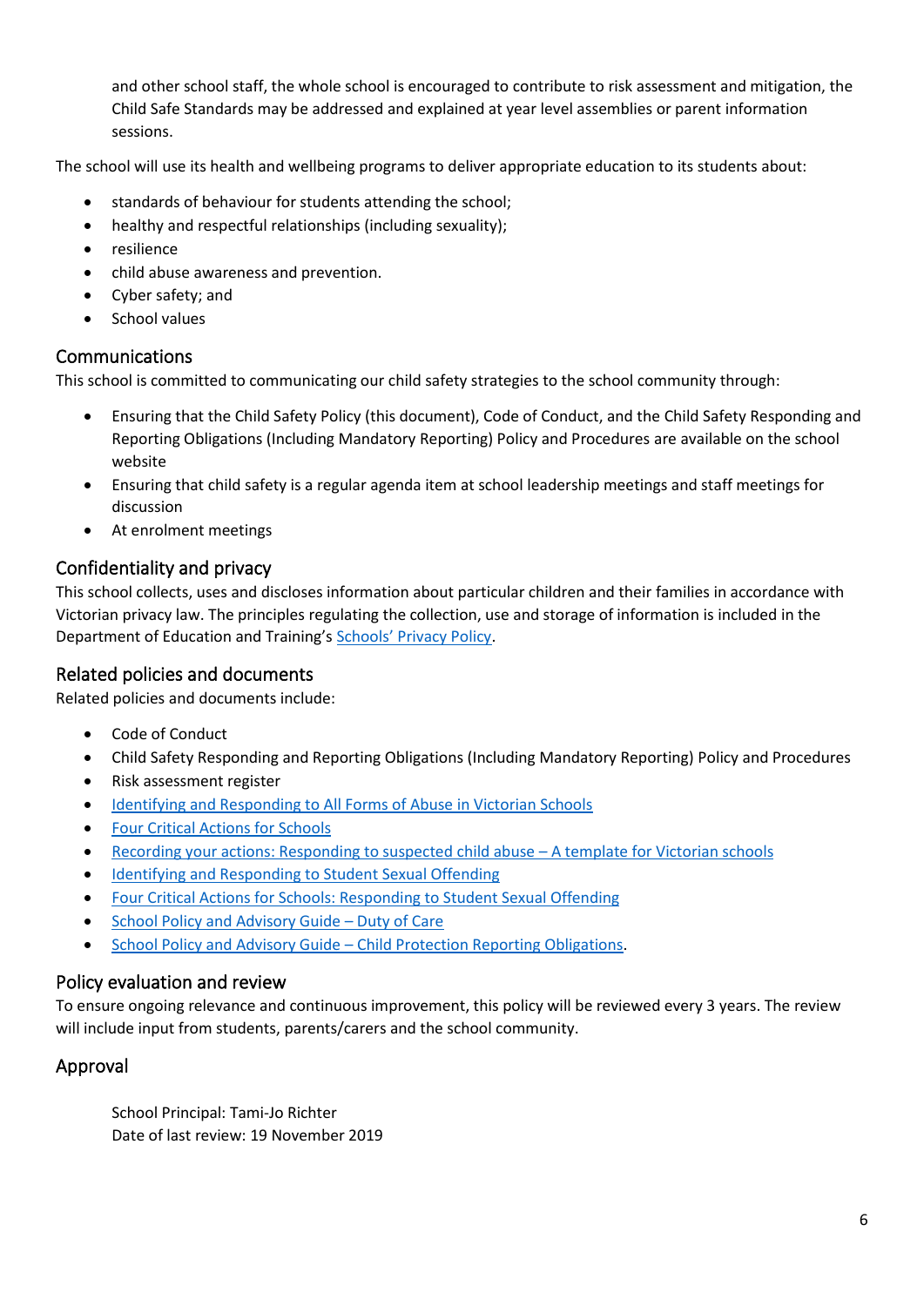and other school staff, the whole school is encouraged to contribute to risk assessment and mitigation, the Child Safe Standards may be addressed and explained at year level assemblies or parent information sessions.

The school will use its health and wellbeing programs to deliver appropriate education to its students about:

- standards of behaviour for students attending the school;
- healthy and respectful relationships (including sexuality);
- resilience
- child abuse awareness and prevention.
- Cyber safety; and
- School values

## Communications

This school is committed to communicating our child safety strategies to the school community through:

- Ensuring that the Child Safety Policy (this document), Code of Conduct, and the Child Safety Responding and Reporting Obligations (Including Mandatory Reporting) Policy and Procedures are available on the school website
- Ensuring that child safety is a regular agenda item at school leadership meetings and staff meetings for discussion
- At enrolment meetings

## Confidentiality and privacy

This school collects, uses and discloses information about particular children and their families in accordance with Victorian privacy law. The principles regulating the collection, use and storage of information is included in the Department of Education and Training's Schools' Privacy Policy.

## Related policies and documents

Related policies and documents include:

- Code of Conduct
- Child Safety Responding and Reporting Obligations (Including Mandatory Reporting) Policy and Procedures
- Risk assessment register
- Identifying and Responding to All Forms of Abuse in Victorian Schools
- Four Critical Actions for Schools
- Recording your actions: Responding to suspected child abuse – A template for Victorian schools
- Identifying and Responding to Student Sexual Offending
- Four Critical Actions for Schools: Responding to Student Sexual Offending
- School Policy and Advisory Guide – Duty of Care
- School Policy and Advisory Guide – Child Protection Reporting Obligations.

## Policy evaluation and review

To ensure ongoing relevance and continuous improvement, this policy will be reviewed every 3 years. The review will include input from students, parents/carers and the school community.

## Approval

School Principal: Tami-Jo Richter
Date of last review: 19 November 2019